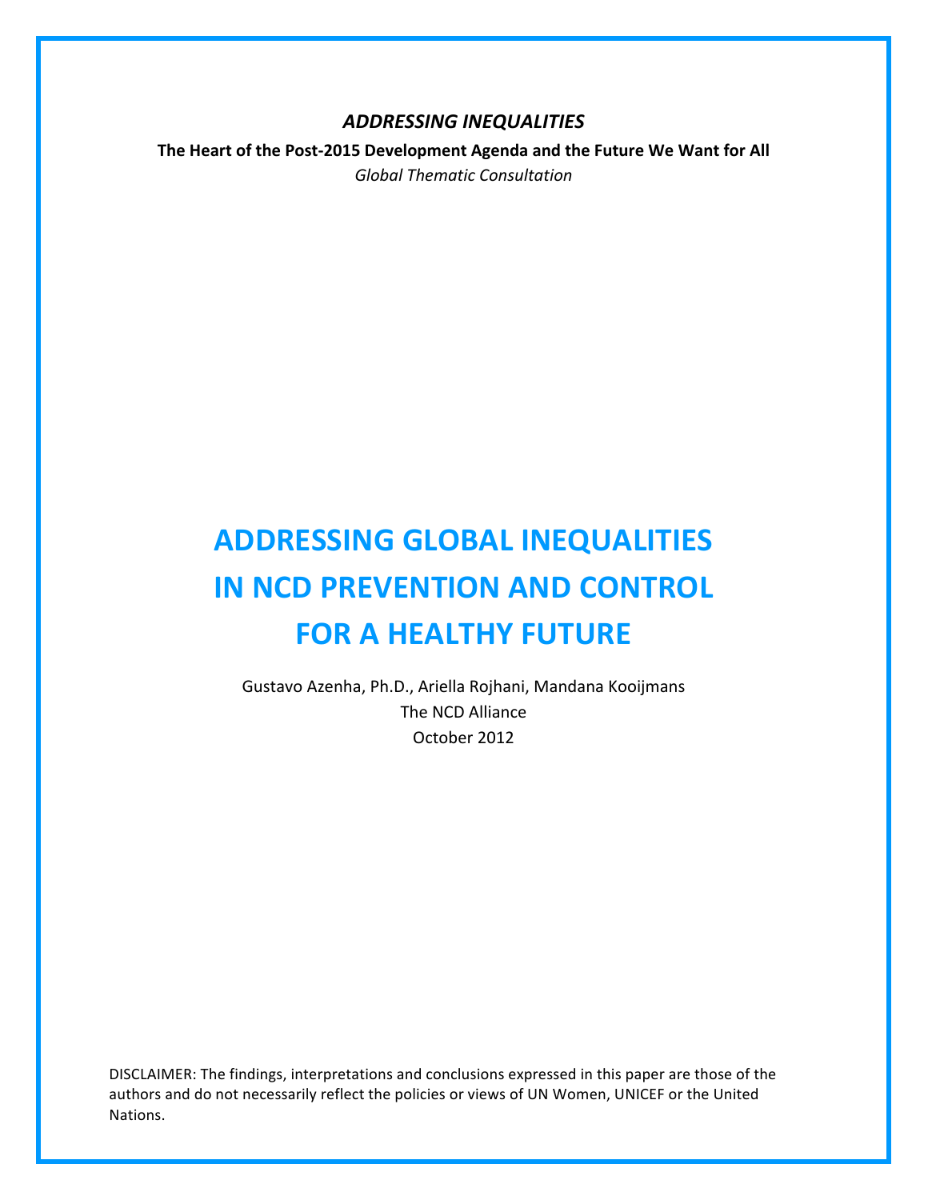*ADDRESSING INEQUALITIES*

**The Heart of the Post-2015 Development Agenda and the Future We Want for All**

*Global Thematic Consultation*

# ADDRESSING GLOBAL INEQUALITIES IN NCD PREVENTION AND CONTROL FOR A HEALTHY FUTURE

Gustavo Azenha, Ph.D., Ariella Rojhani, Mandana Kooijmans

The NCD Alliance

October 2012

DISCLAIMER: The findings, interpretations and conclusions expressed in this paper are those of the authors and do not necessarily reflect the policies or views of UN Women, UNICEF or the United Nations.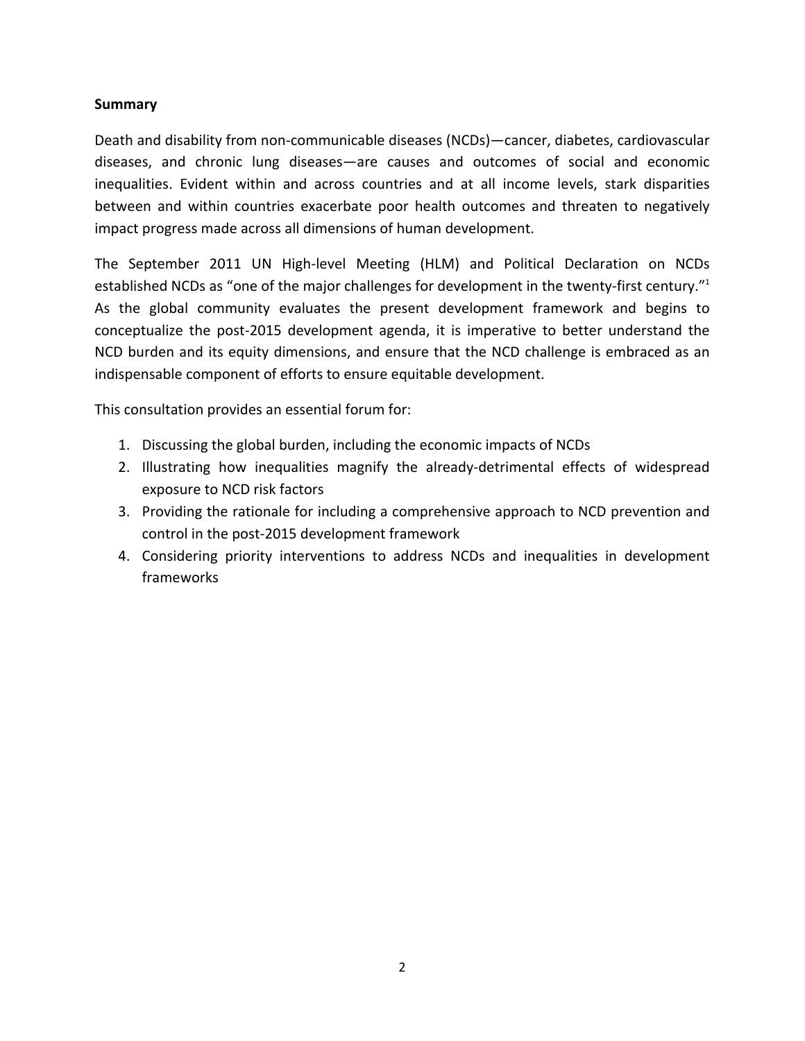**Summary**

Death and disability from non-communicable diseases (NCDs)—cancer, diabetes, cardiovascular diseases, and chronic lung diseases—are causes and outcomes of social and economic inequalities. Evident within and across countries and at all income levels, stark disparities between and within countries exacerbate poor health outcomes and threaten to negatively impact progress made across all dimensions of human development.

The September 2011 UN High-level Meeting (HLM) and Political Declaration on NCDs established NCDs as "one of the major challenges for development in the twenty-first century."[1] As the global community evaluates the present development framework and begins to conceptualize the post-2015 development agenda, it is imperative to better understand the NCD burden and its equity dimensions, and ensure that the NCD challenge is embraced as an indispensable component of efforts to ensure equitable development.

This consultation provides an essential forum for:

1. Discussing the global burden, including the economic impacts of NCDs
2. Illustrating how inequalities magnify the already-detrimental effects of widespread exposure to NCD risk factors
3. Providing the rationale for including a comprehensive approach to NCD prevention and control in the post-2015 development framework
4. Considering priority interventions to address NCDs and inequalities in development frameworks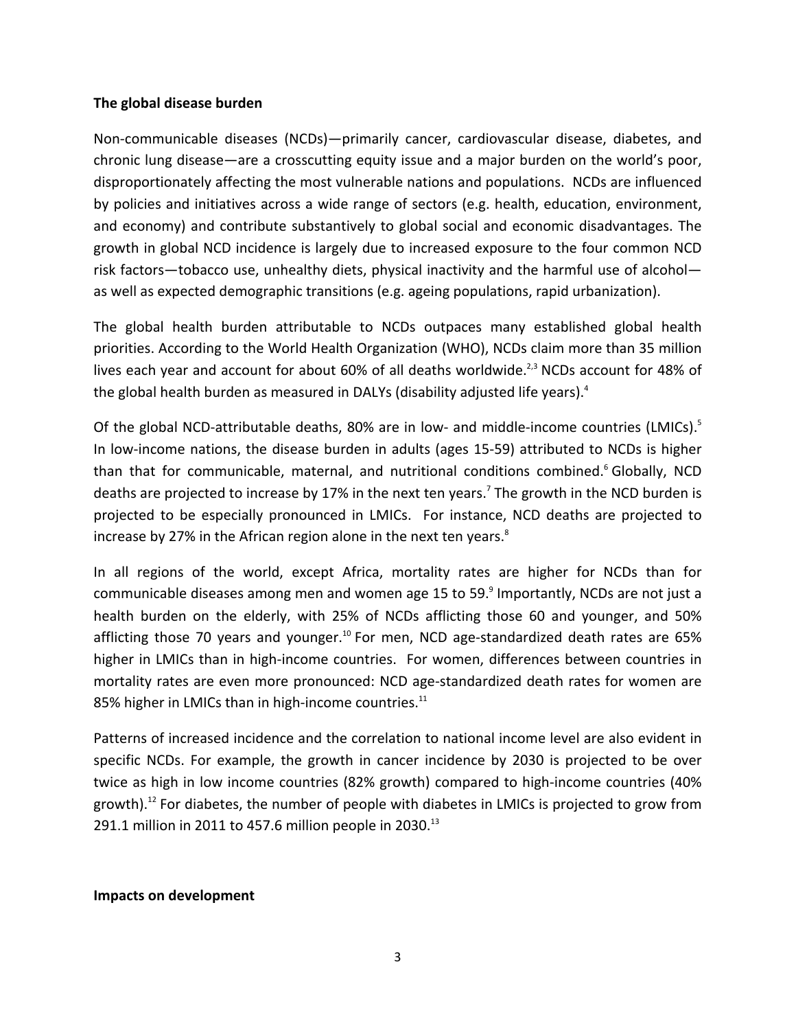**The global disease burden**

Non-communicable diseases (NCDs)—primarily cancer, cardiovascular disease, diabetes, and chronic lung disease—are a crosscutting equity issue and a major burden on the world's poor, disproportionately affecting the most vulnerable nations and populations. NCDs are influenced by policies and initiatives across a wide range of sectors (e.g. health, education, environment, and economy) and contribute substantively to global social and economic disadvantages. The growth in global NCD incidence is largely due to increased exposure to the four common NCD risk factors—tobacco use, unhealthy diets, physical inactivity and the harmful use of alcohol—as well as expected demographic transitions (e.g. ageing populations, rapid urbanization).

The global health burden attributable to NCDs outpaces many established global health priorities. According to the World Health Organization (WHO), NCDs claim more than 35 million lives each year and account for about 60% of all deaths worldwide.[2,3] NCDs account for 48% of the global health burden as measured in DALYs (disability adjusted life years).[4]

Of the global NCD-attributable deaths, 80% are in low- and middle-income countries (LMICs).[5] In low-income nations, the disease burden in adults (ages 15-59) attributed to NCDs is higher than that for communicable, maternal, and nutritional conditions combined.[6] Globally, NCD deaths are projected to increase by 17% in the next ten years.[7] The growth in the NCD burden is projected to be especially pronounced in LMICs. For instance, NCD deaths are projected to increase by 27% in the African region alone in the next ten years.[8]

In all regions of the world, except Africa, mortality rates are higher for NCDs than for communicable diseases among men and women age 15 to 59.[9] Importantly, NCDs are not just a health burden on the elderly, with 25% of NCDs afflicting those 60 and younger, and 50% afflicting those 70 years and younger.[10] For men, NCD age-standardized death rates are 65% higher in LMICs than in high-income countries. For women, differences between countries in mortality rates are even more pronounced: NCD age-standardized death rates for women are 85% higher in LMICs than in high-income countries.[11]

Patterns of increased incidence and the correlation to national income level are also evident in specific NCDs. For example, the growth in cancer incidence by 2030 is projected to be over twice as high in low income countries (82% growth) compared to high-income countries (40% growth).[12] For diabetes, the number of people with diabetes in LMICs is projected to grow from 291.1 million in 2011 to 457.6 million people in 2030.[13]

**Impacts on development**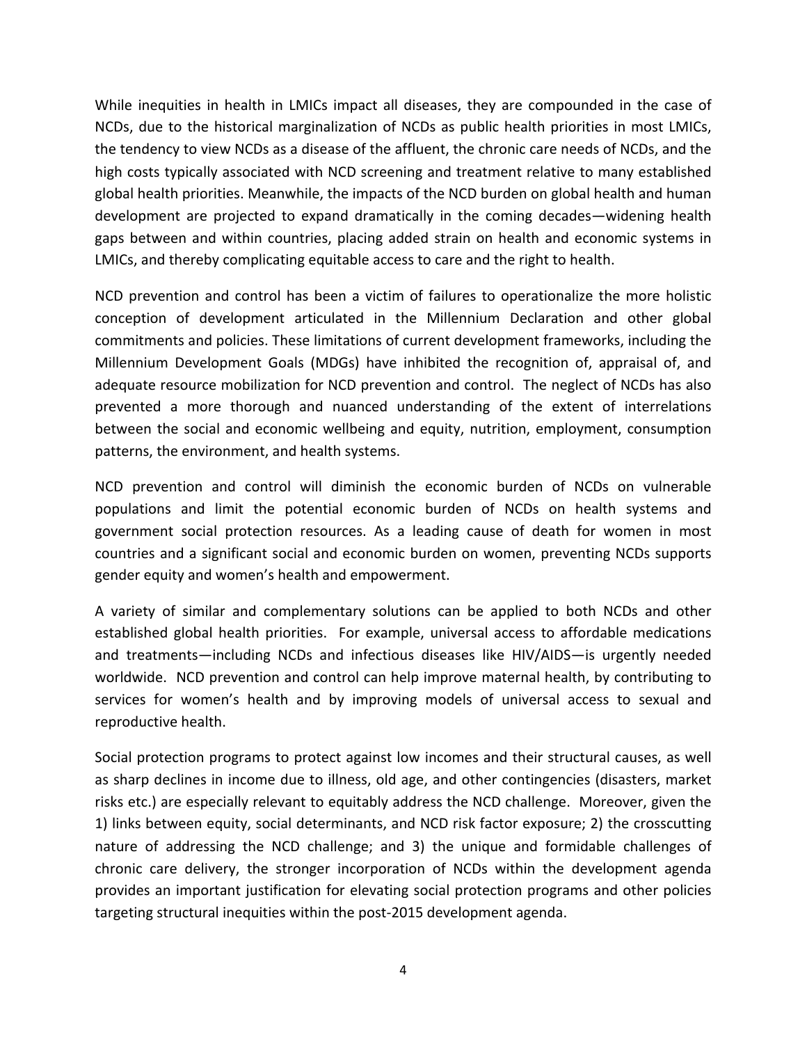While inequities in health in LMICs impact all diseases, they are compounded in the case of NCDs, due to the historical marginalization of NCDs as public health priorities in most LMICs, the tendency to view NCDs as a disease of the affluent, the chronic care needs of NCDs, and the high costs typically associated with NCD screening and treatment relative to many established global health priorities. Meanwhile, the impacts of the NCD burden on global health and human development are projected to expand dramatically in the coming decades—widening health gaps between and within countries, placing added strain on health and economic systems in LMICs, and thereby complicating equitable access to care and the right to health.

NCD prevention and control has been a victim of failures to operationalize the more holistic conception of development articulated in the Millennium Declaration and other global commitments and policies. These limitations of current development frameworks, including the Millennium Development Goals (MDGs) have inhibited the recognition of, appraisal of, and adequate resource mobilization for NCD prevention and control. The neglect of NCDs has also prevented a more thorough and nuanced understanding of the extent of interrelations between the social and economic wellbeing and equity, nutrition, employment, consumption patterns, the environment, and health systems.

NCD prevention and control will diminish the economic burden of NCDs on vulnerable populations and limit the potential economic burden of NCDs on health systems and government social protection resources. As a leading cause of death for women in most countries and a significant social and economic burden on women, preventing NCDs supports gender equity and women's health and empowerment.

A variety of similar and complementary solutions can be applied to both NCDs and other established global health priorities. For example, universal access to affordable medications and treatments—including NCDs and infectious diseases like HIV/AIDS—is urgently needed worldwide. NCD prevention and control can help improve maternal health, by contributing to services for women's health and by improving models of universal access to sexual and reproductive health.

Social protection programs to protect against low incomes and their structural causes, as well as sharp declines in income due to illness, old age, and other contingencies (disasters, market risks etc.) are especially relevant to equitably address the NCD challenge. Moreover, given the 1) links between equity, social determinants, and NCD risk factor exposure; 2) the crosscutting nature of addressing the NCD challenge; and 3) the unique and formidable challenges of chronic care delivery, the stronger incorporation of NCDs within the development agenda provides an important justification for elevating social protection programs and other policies targeting structural inequities within the post-2015 development agenda.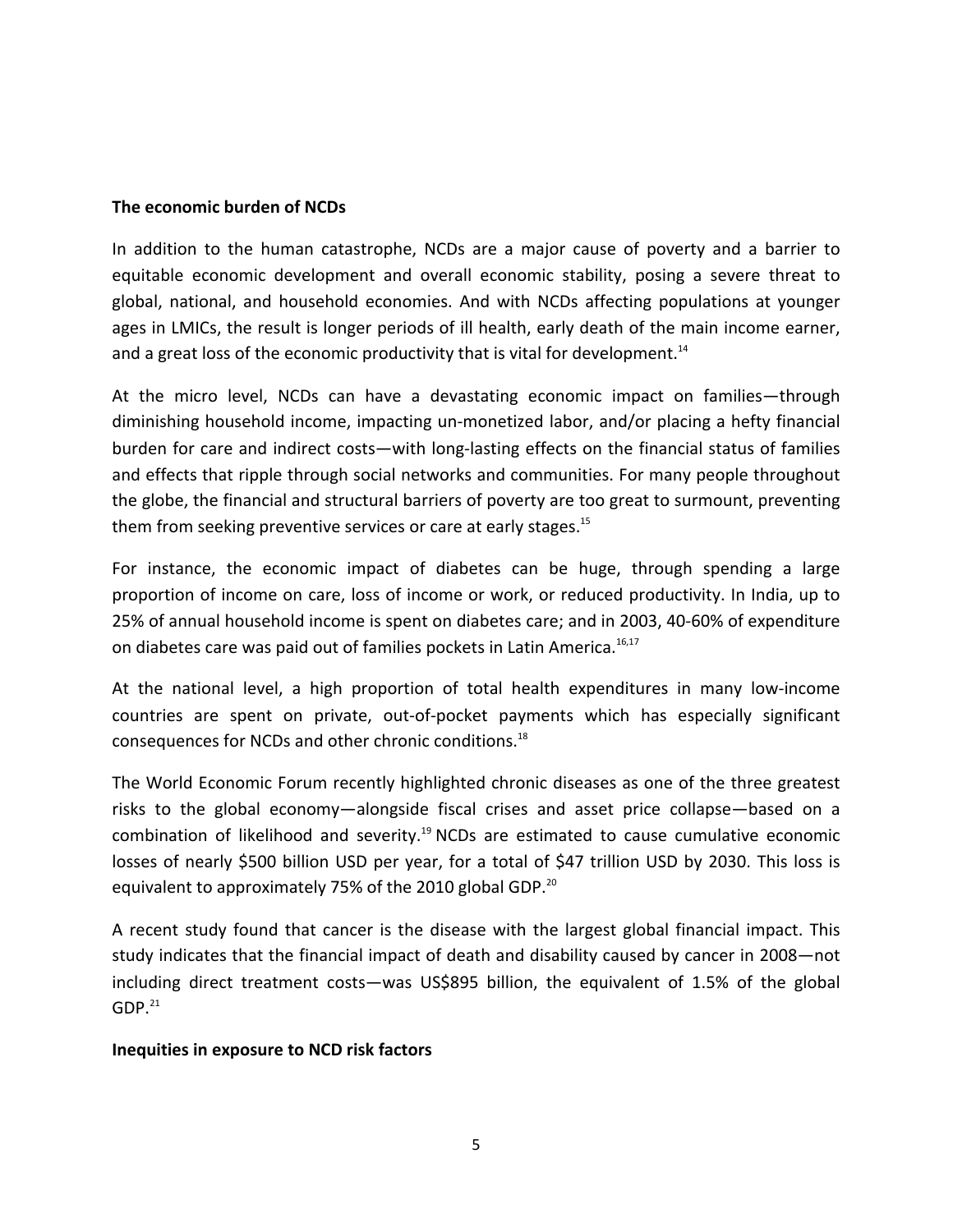**The economic burden of NCDs**

In addition to the human catastrophe, NCDs are a major cause of poverty and a barrier to equitable economic development and overall economic stability, posing a severe threat to global, national, and household economies. And with NCDs affecting populations at younger ages in LMICs, the result is longer periods of ill health, early death of the main income earner, and a great loss of the economic productivity that is vital for development.[14]

At the micro level, NCDs can have a devastating economic impact on families—through diminishing household income, impacting un-monetized labor, and/or placing a hefty financial burden for care and indirect costs—with long-lasting effects on the financial status of families and effects that ripple through social networks and communities. For many people throughout the globe, the financial and structural barriers of poverty are too great to surmount, preventing them from seeking preventive services or care at early stages.[15]

For instance, the economic impact of diabetes can be huge, through spending a large proportion of income on care, loss of income or work, or reduced productivity. In India, up to 25% of annual household income is spent on diabetes care; and in 2003, 40-60% of expenditure on diabetes care was paid out of families pockets in Latin America.[16,17]

At the national level, a high proportion of total health expenditures in many low-income countries are spent on private, out-of-pocket payments which has especially significant consequences for NCDs and other chronic conditions.[18]

The World Economic Forum recently highlighted chronic diseases as one of the three greatest risks to the global economy—alongside fiscal crises and asset price collapse—based on a combination of likelihood and severity.[19] NCDs are estimated to cause cumulative economic losses of nearly $500 billion USD per year, for a total of $47 trillion USD by 2030. This loss is equivalent to approximately 75% of the 2010 global GDP.[20]

A recent study found that cancer is the disease with the largest global financial impact. This study indicates that the financial impact of death and disability caused by cancer in 2008—not including direct treatment costs—was US$895 billion, the equivalent of 1.5% of the global GDP.[21]

**Inequities in exposure to NCD risk factors**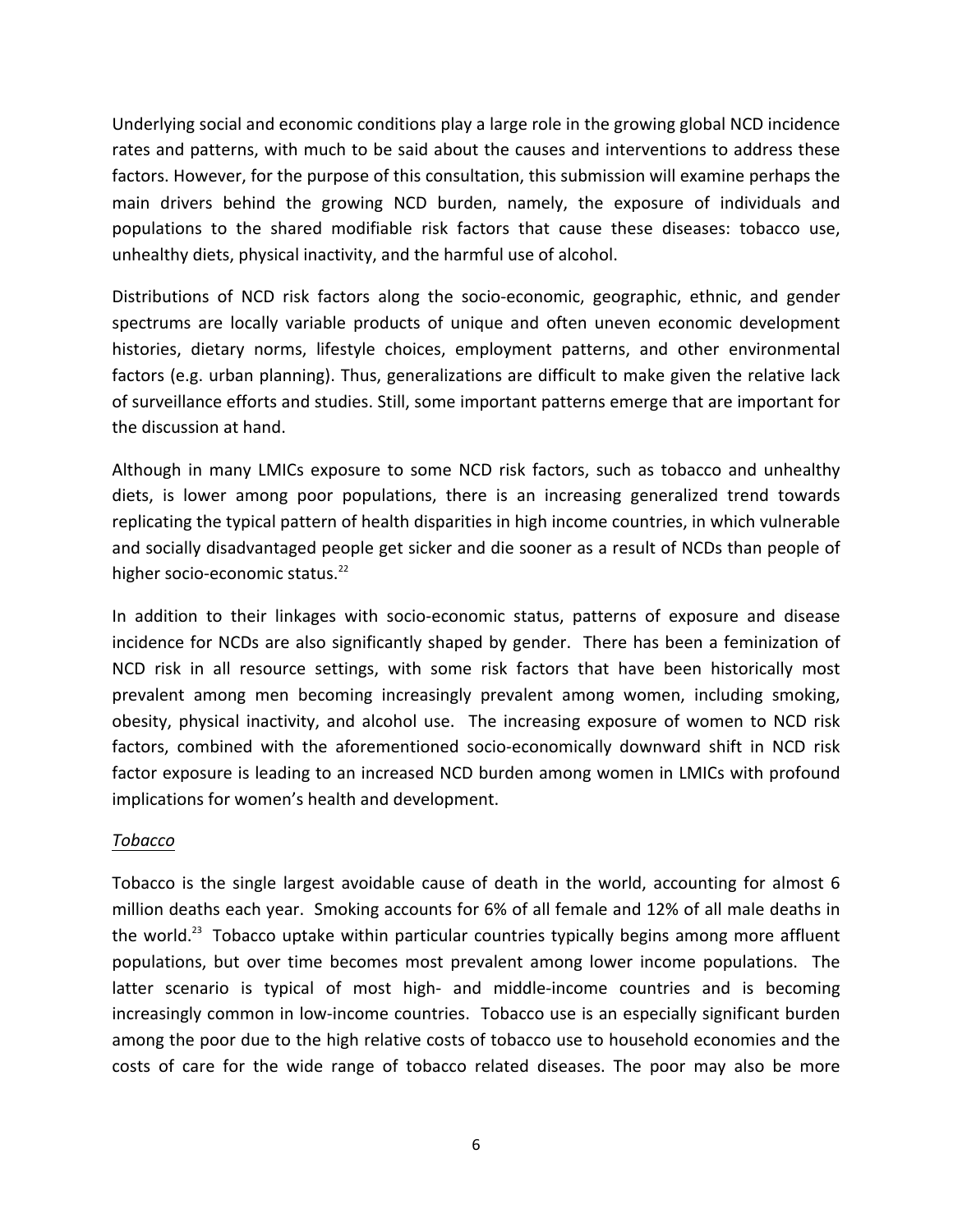Underlying social and economic conditions play a large role in the growing global NCD incidence rates and patterns, with much to be said about the causes and interventions to address these factors. However, for the purpose of this consultation, this submission will examine perhaps the main drivers behind the growing NCD burden, namely, the exposure of individuals and populations to the shared modifiable risk factors that cause these diseases: tobacco use, unhealthy diets, physical inactivity, and the harmful use of alcohol.

Distributions of NCD risk factors along the socio-economic, geographic, ethnic, and gender spectrums are locally variable products of unique and often uneven economic development histories, dietary norms, lifestyle choices, employment patterns, and other environmental factors (e.g. urban planning). Thus, generalizations are difficult to make given the relative lack of surveillance efforts and studies. Still, some important patterns emerge that are important for the discussion at hand.

Although in many LMICs exposure to some NCD risk factors, such as tobacco and unhealthy diets, is lower among poor populations, there is an increasing generalized trend towards replicating the typical pattern of health disparities in high income countries, in which vulnerable and socially disadvantaged people get sicker and die sooner as a result of NCDs than people of higher socio-economic status.[22]

In addition to their linkages with socio-economic status, patterns of exposure and disease incidence for NCDs are also significantly shaped by gender. There has been a feminization of NCD risk in all resource settings, with some risk factors that have been historically most prevalent among men becoming increasingly prevalent among women, including smoking, obesity, physical inactivity, and alcohol use. The increasing exposure of women to NCD risk factors, combined with the aforementioned socio-economically downward shift in NCD risk factor exposure is leading to an increased NCD burden among women in LMICs with profound implications for women's health and development.

*Tobacco*

Tobacco is the single largest avoidable cause of death in the world, accounting for almost 6 million deaths each year. Smoking accounts for 6% of all female and 12% of all male deaths in the world.[23] Tobacco uptake within particular countries typically begins among more affluent populations, but over time becomes most prevalent among lower income populations. The latter scenario is typical of most high- and middle-income countries and is becoming increasingly common in low-income countries. Tobacco use is an especially significant burden among the poor due to the high relative costs of tobacco use to household economies and the costs of care for the wide range of tobacco related diseases. The poor may also be more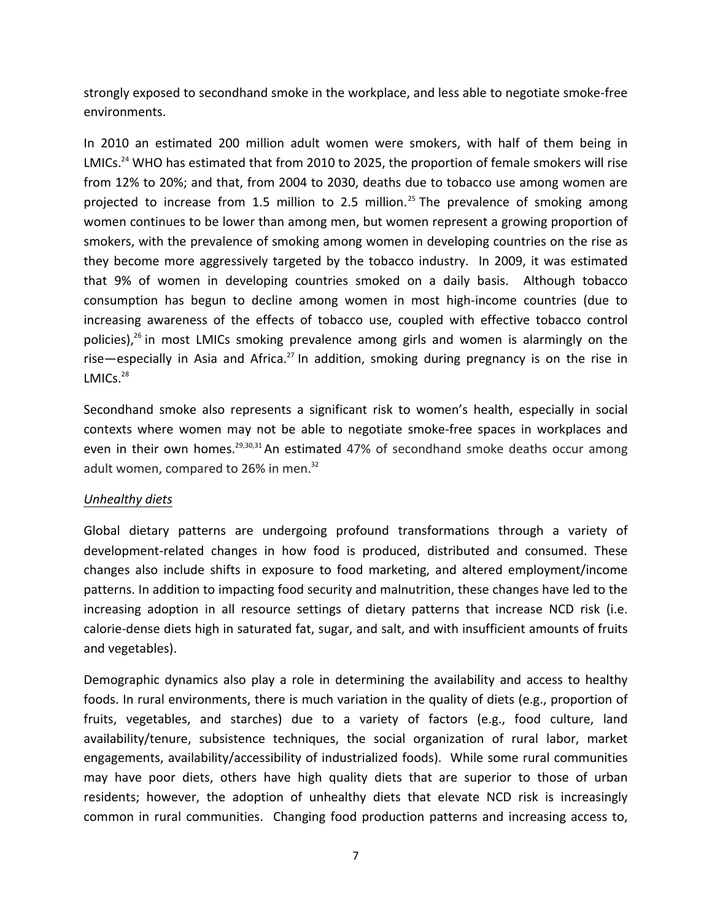strongly exposed to secondhand smoke in the workplace, and less able to negotiate smoke-free environments.

In 2010 an estimated 200 million adult women were smokers, with half of them being in LMICs.[24] WHO has estimated that from 2010 to 2025, the proportion of female smokers will rise from 12% to 20%; and that, from 2004 to 2030, deaths due to tobacco use among women are projected to increase from 1.5 million to 2.5 million.[25] The prevalence of smoking among women continues to be lower than among men, but women represent a growing proportion of smokers, with the prevalence of smoking among women in developing countries on the rise as they become more aggressively targeted by the tobacco industry. In 2009, it was estimated that 9% of women in developing countries smoked on a daily basis. Although tobacco consumption has begun to decline among women in most high-income countries (due to increasing awareness of the effects of tobacco use, coupled with effective tobacco control policies),[26] in most LMICs smoking prevalence among girls and women is alarmingly on the rise—especially in Asia and Africa.[27] In addition, smoking during pregnancy is on the rise in LMICs.[28]

Secondhand smoke also represents a significant risk to women's health, especially in social contexts where women may not be able to negotiate smoke-free spaces in workplaces and even in their own homes.[29,30,31] An estimated 47% of secondhand smoke deaths occur among adult women, compared to 26% in men.[32]

*Unhealthy diets*

Global dietary patterns are undergoing profound transformations through a variety of development-related changes in how food is produced, distributed and consumed. These changes also include shifts in exposure to food marketing, and altered employment/income patterns. In addition to impacting food security and malnutrition, these changes have led to the increasing adoption in all resource settings of dietary patterns that increase NCD risk (i.e. calorie-dense diets high in saturated fat, sugar, and salt, and with insufficient amounts of fruits and vegetables).

Demographic dynamics also play a role in determining the availability and access to healthy foods. In rural environments, there is much variation in the quality of diets (e.g., proportion of fruits, vegetables, and starches) due to a variety of factors (e.g., food culture, land availability/tenure, subsistence techniques, the social organization of rural labor, market engagements, availability/accessibility of industrialized foods). While some rural communities may have poor diets, others have high quality diets that are superior to those of urban residents; however, the adoption of unhealthy diets that elevate NCD risk is increasingly common in rural communities. Changing food production patterns and increasing access to,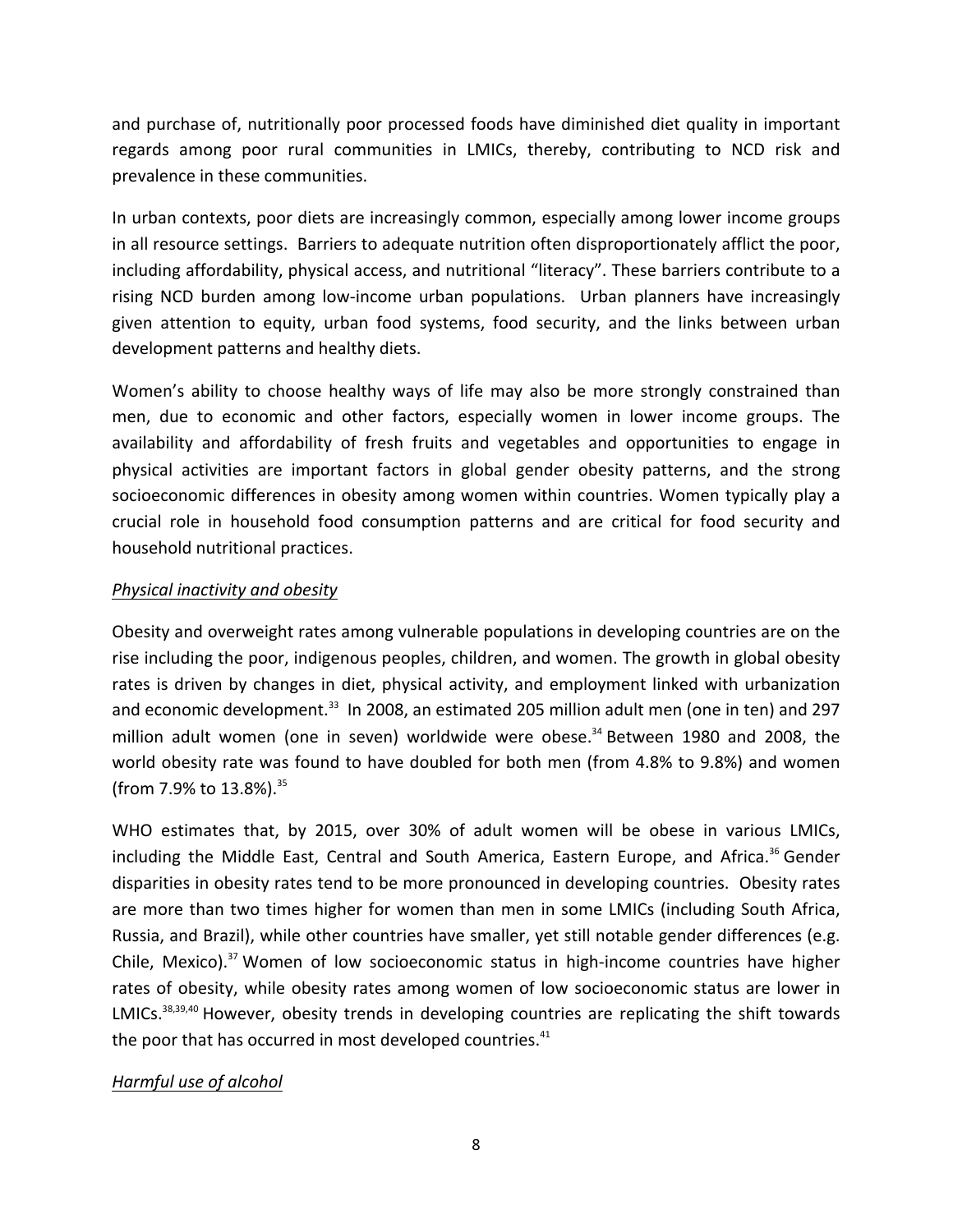and purchase of, nutritionally poor processed foods have diminished diet quality in important regards among poor rural communities in LMICs, thereby, contributing to NCD risk and prevalence in these communities.

In urban contexts, poor diets are increasingly common, especially among lower income groups in all resource settings. Barriers to adequate nutrition often disproportionately afflict the poor, including affordability, physical access, and nutritional "literacy". These barriers contribute to a rising NCD burden among low-income urban populations. Urban planners have increasingly given attention to equity, urban food systems, food security, and the links between urban development patterns and healthy diets.

Women's ability to choose healthy ways of life may also be more strongly constrained than men, due to economic and other factors, especially women in lower income groups. The availability and affordability of fresh fruits and vegetables and opportunities to engage in physical activities are important factors in global gender obesity patterns, and the strong socioeconomic differences in obesity among women within countries. Women typically play a crucial role in household food consumption patterns and are critical for food security and household nutritional practices.

*Physical inactivity and obesity*

Obesity and overweight rates among vulnerable populations in developing countries are on the rise including the poor, indigenous peoples, children, and women. The growth in global obesity rates is driven by changes in diet, physical activity, and employment linked with urbanization and economic development.[33] In 2008, an estimated 205 million adult men (one in ten) and 297 million adult women (one in seven) worldwide were obese.[34] Between 1980 and 2008, the world obesity rate was found to have doubled for both men (from 4.8% to 9.8%) and women (from 7.9% to 13.8%).[35]

WHO estimates that, by 2015, over 30% of adult women will be obese in various LMICs, including the Middle East, Central and South America, Eastern Europe, and Africa.[36] Gender disparities in obesity rates tend to be more pronounced in developing countries. Obesity rates are more than two times higher for women than men in some LMICs (including South Africa, Russia, and Brazil), while other countries have smaller, yet still notable gender differences (e.g. Chile, Mexico).[37] Women of low socioeconomic status in high-income countries have higher rates of obesity, while obesity rates among women of low socioeconomic status are lower in LMICs.[38,39,40] However, obesity trends in developing countries are replicating the shift towards the poor that has occurred in most developed countries.[41]

*Harmful use of alcohol*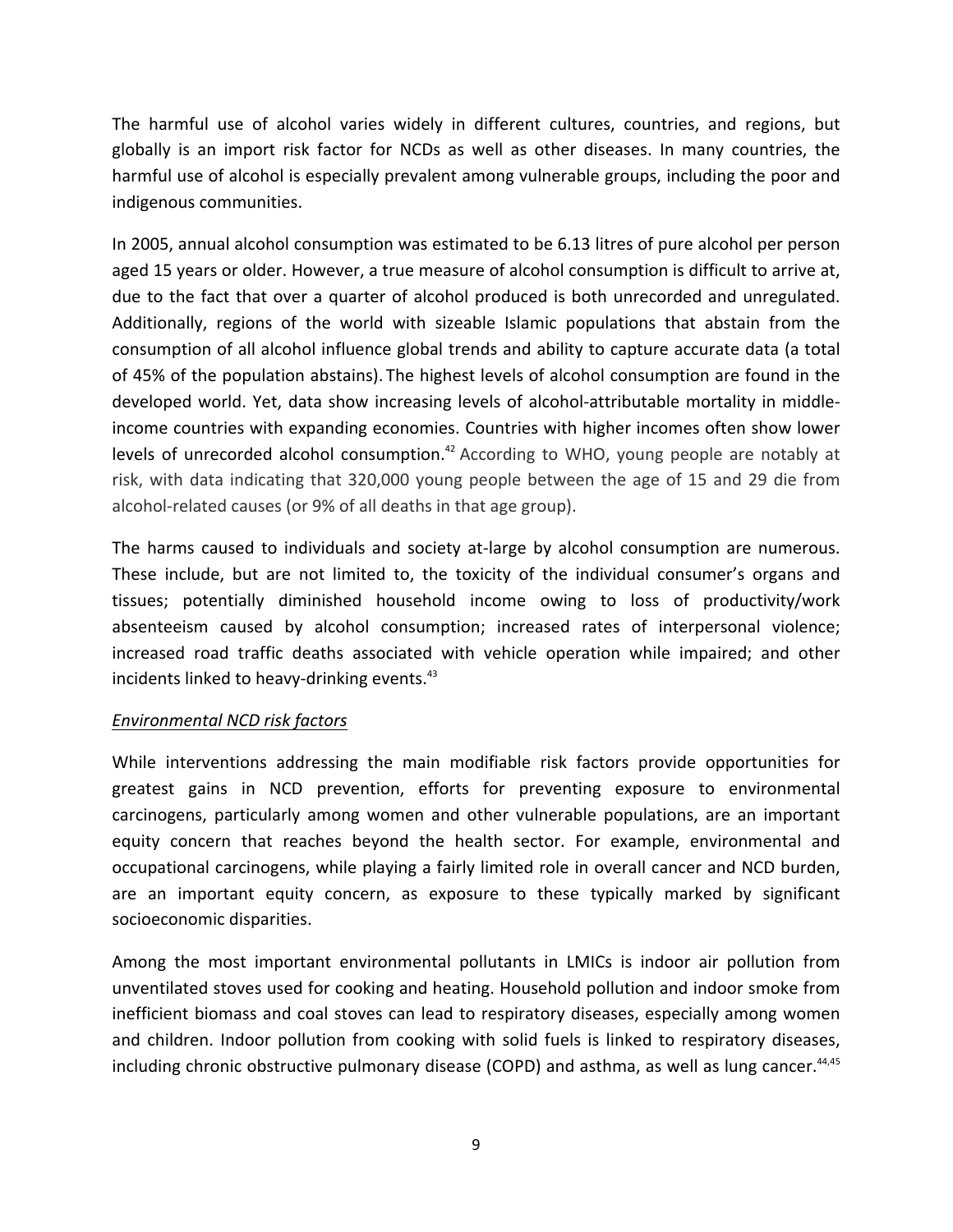The harmful use of alcohol varies widely in different cultures, countries, and regions, but globally is an import risk factor for NCDs as well as other diseases. In many countries, the harmful use of alcohol is especially prevalent among vulnerable groups, including the poor and indigenous communities.

In 2005, annual alcohol consumption was estimated to be 6.13 litres of pure alcohol per person aged 15 years or older. However, a true measure of alcohol consumption is difficult to arrive at, due to the fact that over a quarter of alcohol produced is both unrecorded and unregulated. Additionally, regions of the world with sizeable Islamic populations that abstain from the consumption of all alcohol influence global trends and ability to capture accurate data (a total of 45% of the population abstains). The highest levels of alcohol consumption are found in the developed world. Yet, data show increasing levels of alcohol-attributable mortality in middle-income countries with expanding economies. Countries with higher incomes often show lower levels of unrecorded alcohol consumption.[42] According to WHO, young people are notably at risk, with data indicating that 320,000 young people between the age of 15 and 29 die from alcohol-related causes (or 9% of all deaths in that age group).

The harms caused to individuals and society at-large by alcohol consumption are numerous. These include, but are not limited to, the toxicity of the individual consumer's organs and tissues; potentially diminished household income owing to loss of productivity/work absenteeism caused by alcohol consumption; increased rates of interpersonal violence; increased road traffic deaths associated with vehicle operation while impaired; and other incidents linked to heavy-drinking events.[43]

*Environmental NCD risk factors*

While interventions addressing the main modifiable risk factors provide opportunities for greatest gains in NCD prevention, efforts for preventing exposure to environmental carcinogens, particularly among women and other vulnerable populations, are an important equity concern that reaches beyond the health sector. For example, environmental and occupational carcinogens, while playing a fairly limited role in overall cancer and NCD burden, are an important equity concern, as exposure to these typically marked by significant socioeconomic disparities.

Among the most important environmental pollutants in LMICs is indoor air pollution from unventilated stoves used for cooking and heating. Household pollution and indoor smoke from inefficient biomass and coal stoves can lead to respiratory diseases, especially among women and children. Indoor pollution from cooking with solid fuels is linked to respiratory diseases, including chronic obstructive pulmonary disease (COPD) and asthma, as well as lung cancer.[44,45]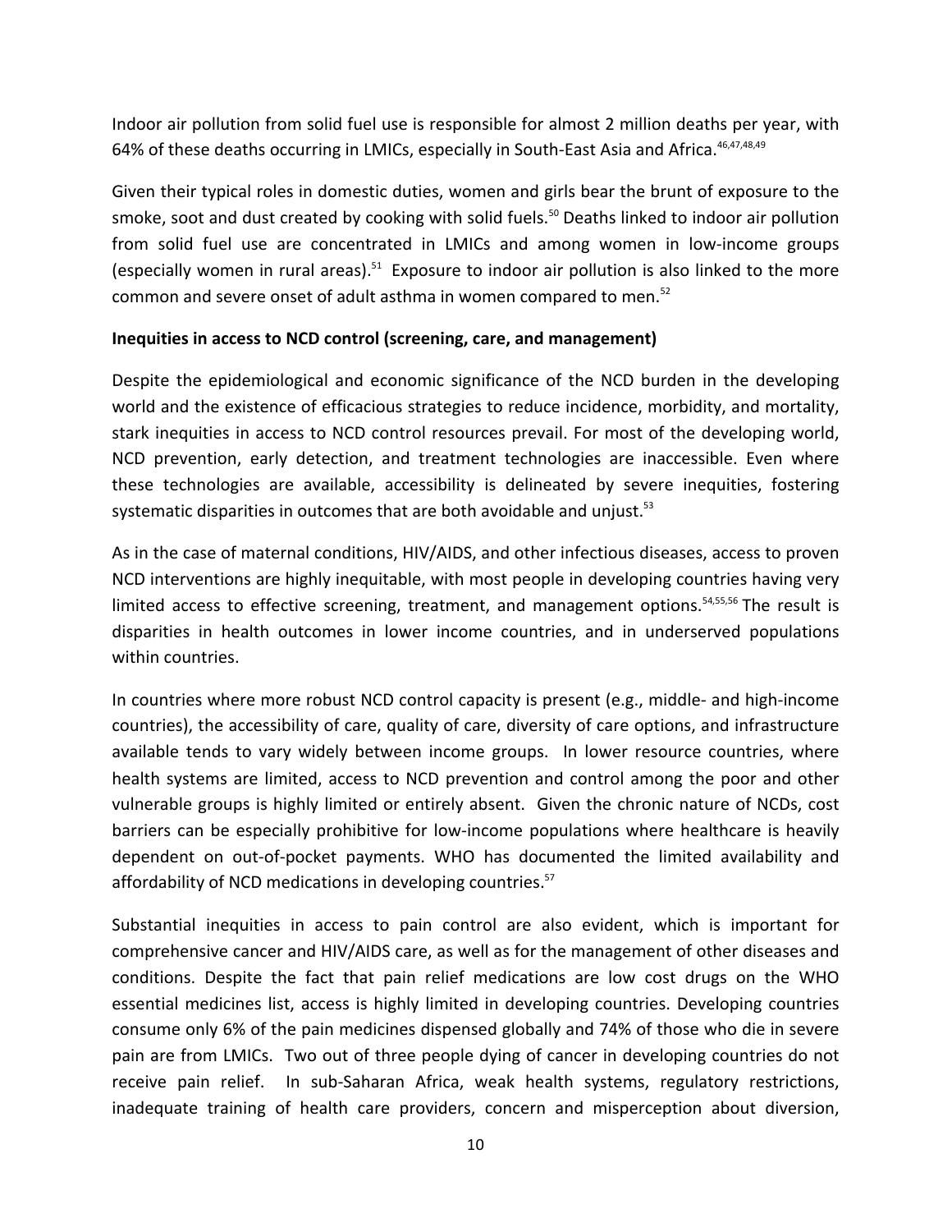Indoor air pollution from solid fuel use is responsible for almost 2 million deaths per year, with 64% of these deaths occurring in LMICs, especially in South-East Asia and Africa.[46,47,48,49]

Given their typical roles in domestic duties, women and girls bear the brunt of exposure to the smoke, soot and dust created by cooking with solid fuels.[50] Deaths linked to indoor air pollution from solid fuel use are concentrated in LMICs and among women in low-income groups (especially women in rural areas).[51] Exposure to indoor air pollution is also linked to the more common and severe onset of adult asthma in women compared to men.[52]

**Inequities in access to NCD control (screening, care, and management)**

Despite the epidemiological and economic significance of the NCD burden in the developing world and the existence of efficacious strategies to reduce incidence, morbidity, and mortality, stark inequities in access to NCD control resources prevail. For most of the developing world, NCD prevention, early detection, and treatment technologies are inaccessible. Even where these technologies are available, accessibility is delineated by severe inequities, fostering systematic disparities in outcomes that are both avoidable and unjust.[53]

As in the case of maternal conditions, HIV/AIDS, and other infectious diseases, access to proven NCD interventions are highly inequitable, with most people in developing countries having very limited access to effective screening, treatment, and management options.[54,55,56] The result is disparities in health outcomes in lower income countries, and in underserved populations within countries.

In countries where more robust NCD control capacity is present (e.g., middle- and high-income countries), the accessibility of care, quality of care, diversity of care options, and infrastructure available tends to vary widely between income groups. In lower resource countries, where health systems are limited, access to NCD prevention and control among the poor and other vulnerable groups is highly limited or entirely absent. Given the chronic nature of NCDs, cost barriers can be especially prohibitive for low-income populations where healthcare is heavily dependent on out-of-pocket payments. WHO has documented the limited availability and affordability of NCD medications in developing countries.[57]

Substantial inequities in access to pain control are also evident, which is important for comprehensive cancer and HIV/AIDS care, as well as for the management of other diseases and conditions. Despite the fact that pain relief medications are low cost drugs on the WHO essential medicines list, access is highly limited in developing countries. Developing countries consume only 6% of the pain medicines dispensed globally and 74% of those who die in severe pain are from LMICs. Two out of three people dying of cancer in developing countries do not receive pain relief. In sub-Saharan Africa, weak health systems, regulatory restrictions, inadequate training of health care providers, concern and misperception about diversion,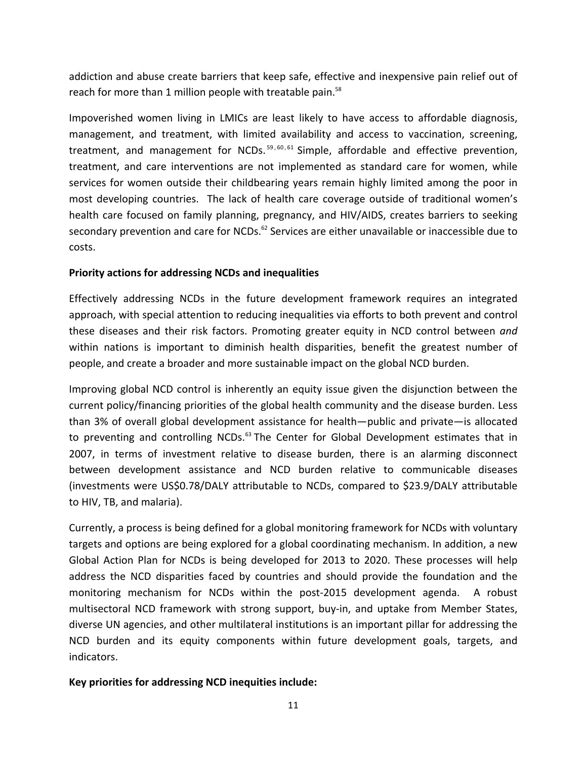addiction and abuse create barriers that keep safe, effective and inexpensive pain relief out of reach for more than 1 million people with treatable pain.[58]

Impoverished women living in LMICs are least likely to have access to affordable diagnosis, management, and treatment, with limited availability and access to vaccination, screening, treatment, and management for NCDs.[59,60,61] Simple, affordable and effective prevention, treatment, and care interventions are not implemented as standard care for women, while services for women outside their childbearing years remain highly limited among the poor in most developing countries. The lack of health care coverage outside of traditional women's health care focused on family planning, pregnancy, and HIV/AIDS, creates barriers to seeking secondary prevention and care for NCDs.[62] Services are either unavailable or inaccessible due to costs.

**Priority actions for addressing NCDs and inequalities**

Effectively addressing NCDs in the future development framework requires an integrated approach, with special attention to reducing inequalities via efforts to both prevent and control these diseases and their risk factors. Promoting greater equity in NCD control between *and* within nations is important to diminish health disparities, benefit the greatest number of people, and create a broader and more sustainable impact on the global NCD burden.

Improving global NCD control is inherently an equity issue given the disjunction between the current policy/financing priorities of the global health community and the disease burden. Less than 3% of overall global development assistance for health—public and private—is allocated to preventing and controlling NCDs.[63] The Center for Global Development estimates that in 2007, in terms of investment relative to disease burden, there is an alarming disconnect between development assistance and NCD burden relative to communicable diseases (investments were US$0.78/DALY attributable to NCDs, compared to $23.9/DALY attributable to HIV, TB, and malaria).

Currently, a process is being defined for a global monitoring framework for NCDs with voluntary targets and options are being explored for a global coordinating mechanism. In addition, a new Global Action Plan for NCDs is being developed for 2013 to 2020. These processes will help address the NCD disparities faced by countries and should provide the foundation and the monitoring mechanism for NCDs within the post-2015 development agenda. A robust multisectoral NCD framework with strong support, buy-in, and uptake from Member States, diverse UN agencies, and other multilateral institutions is an important pillar for addressing the NCD burden and its equity components within future development goals, targets, and indicators.

**Key priorities for addressing NCD inequities include:**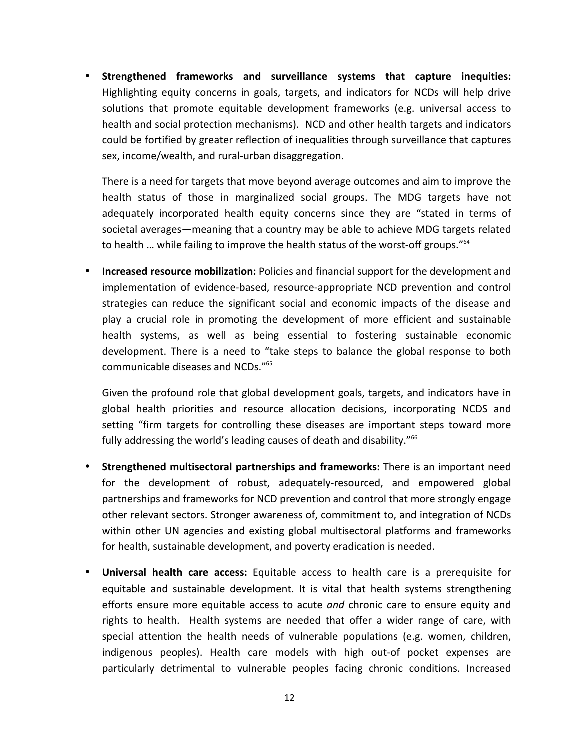- **Strengthened frameworks and surveillance systems that capture inequities:** Highlighting equity concerns in goals, targets, and indicators for NCDs will help drive solutions that promote equitable development frameworks (e.g. universal access to health and social protection mechanisms). NCD and other health targets and indicators could be fortified by greater reflection of inequalities through surveillance that captures sex, income/wealth, and rural-urban disaggregation.

  There is a need for targets that move beyond average outcomes and aim to improve the health status of those in marginalized social groups. The MDG targets have not adequately incorporated health equity concerns since they are "stated in terms of societal averages—meaning that a country may be able to achieve MDG targets related to health … while failing to improve the health status of the worst-off groups."[64]

- **Increased resource mobilization:** Policies and financial support for the development and implementation of evidence-based, resource-appropriate NCD prevention and control strategies can reduce the significant social and economic impacts of the disease and play a crucial role in promoting the development of more efficient and sustainable health systems, as well as being essential to fostering sustainable economic development. There is a need to "take steps to balance the global response to both communicable diseases and NCDs."[65]

  Given the profound role that global development goals, targets, and indicators have in global health priorities and resource allocation decisions, incorporating NCDS and setting "firm targets for controlling these diseases are important steps toward more fully addressing the world's leading causes of death and disability."[66]

- **Strengthened multisectoral partnerships and frameworks:** There is an important need for the development of robust, adequately-resourced, and empowered global partnerships and frameworks for NCD prevention and control that more strongly engage other relevant sectors. Stronger awareness of, commitment to, and integration of NCDs within other UN agencies and existing global multisectoral platforms and frameworks for health, sustainable development, and poverty eradication is needed.

- **Universal health care access:** Equitable access to health care is a prerequisite for equitable and sustainable development. It is vital that health systems strengthening efforts ensure more equitable access to acute *and* chronic care to ensure equity and rights to health. Health systems are needed that offer a wider range of care, with special attention the health needs of vulnerable populations (e.g. women, children, indigenous peoples). Health care models with high out-of pocket expenses are particularly detrimental to vulnerable peoples facing chronic conditions. Increased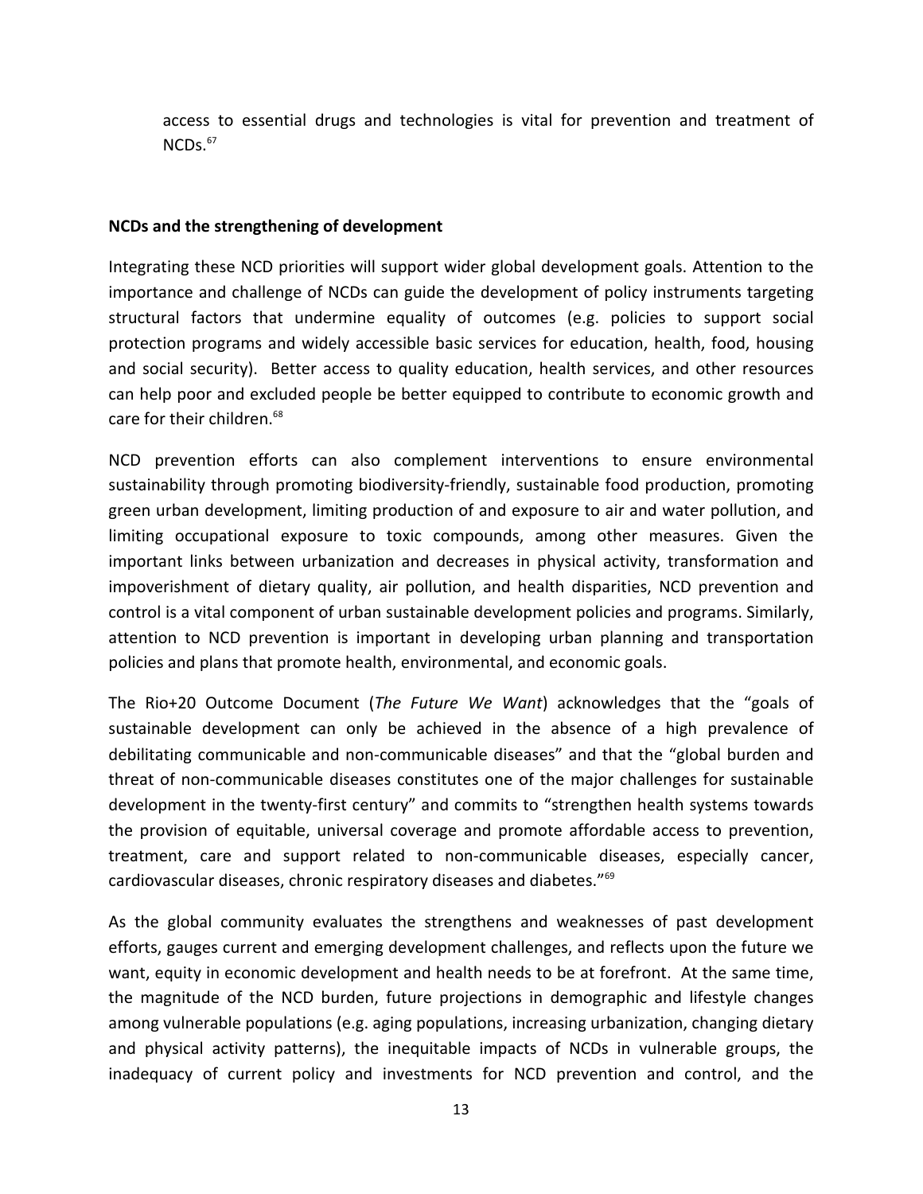access to essential drugs and technologies is vital for prevention and treatment of NCDs.[67]

**NCDs and the strengthening of development**

Integrating these NCD priorities will support wider global development goals. Attention to the importance and challenge of NCDs can guide the development of policy instruments targeting structural factors that undermine equality of outcomes (e.g. policies to support social protection programs and widely accessible basic services for education, health, food, housing and social security). Better access to quality education, health services, and other resources can help poor and excluded people be better equipped to contribute to economic growth and care for their children.[68]

NCD prevention efforts can also complement interventions to ensure environmental sustainability through promoting biodiversity-friendly, sustainable food production, promoting green urban development, limiting production of and exposure to air and water pollution, and limiting occupational exposure to toxic compounds, among other measures. Given the important links between urbanization and decreases in physical activity, transformation and impoverishment of dietary quality, air pollution, and health disparities, NCD prevention and control is a vital component of urban sustainable development policies and programs. Similarly, attention to NCD prevention is important in developing urban planning and transportation policies and plans that promote health, environmental, and economic goals.

The Rio+20 Outcome Document (*The Future We Want*) acknowledges that the "goals of sustainable development can only be achieved in the absence of a high prevalence of debilitating communicable and non-communicable diseases" and that the "global burden and threat of non-communicable diseases constitutes one of the major challenges for sustainable development in the twenty-first century" and commits to "strengthen health systems towards the provision of equitable, universal coverage and promote affordable access to prevention, treatment, care and support related to non-communicable diseases, especially cancer, cardiovascular diseases, chronic respiratory diseases and diabetes."[69]

As the global community evaluates the strengthens and weaknesses of past development efforts, gauges current and emerging development challenges, and reflects upon the future we want, equity in economic development and health needs to be at forefront. At the same time, the magnitude of the NCD burden, future projections in demographic and lifestyle changes among vulnerable populations (e.g. aging populations, increasing urbanization, changing dietary and physical activity patterns), the inequitable impacts of NCDs in vulnerable groups, the inadequacy of current policy and investments for NCD prevention and control, and the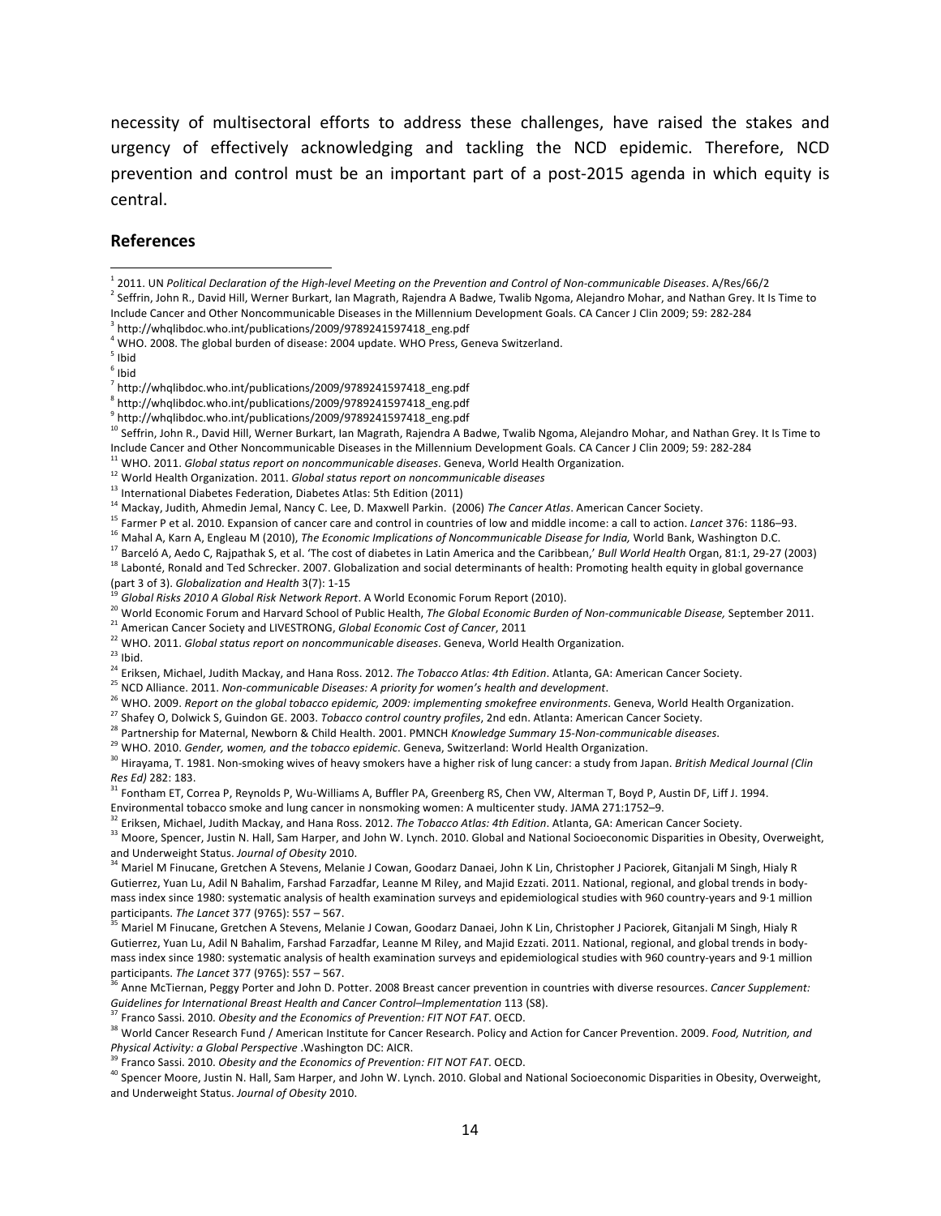necessity of multisectoral efforts to address these challenges, have raised the stakes and urgency of effectively acknowledging and tackling the NCD epidemic. Therefore, NCD prevention and control must be an important part of a post-2015 agenda in which equity is central.

## References

[1] 2011. UN *Political Declaration of the High-level Meeting on the Prevention and Control of Non-communicable Diseases*. A/Res/66/2

[2] Seffrin, John R., David Hill, Werner Burkart, Ian Magrath, Rajendra A Badwe, Twalib Ngoma, Alejandro Mohar, and Nathan Grey. It Is Time to Include Cancer and Other Noncommunicable Diseases in the Millennium Development Goals. CA Cancer J Clin 2009; 59: 282-284

[3] http://whqlibdoc.who.int/publications/2009/9789241597418_eng.pdf

[4] WHO. 2008. The global burden of disease: 2004 update. WHO Press, Geneva Switzerland.

[5] Ibid

[6] Ibid

[7] http://whqlibdoc.who.int/publications/2009/9789241597418_eng.pdf

[8] http://whqlibdoc.who.int/publications/2009/9789241597418_eng.pdf

[9] http://whqlibdoc.who.int/publications/2009/9789241597418_eng.pdf

[10] Seffrin, John R., David Hill, Werner Burkart, Ian Magrath, Rajendra A Badwe, Twalib Ngoma, Alejandro Mohar, and Nathan Grey. It Is Time to Include Cancer and Other Noncommunicable Diseases in the Millennium Development Goals. CA Cancer J Clin 2009; 59: 282-284

[11] WHO. 2011. *Global status report on noncommunicable diseases*. Geneva, World Health Organization.

[12] World Health Organization. 2011. *Global status report on noncommunicable diseases*

[13] International Diabetes Federation, Diabetes Atlas: 5th Edition (2011)

[14] Mackay, Judith, Ahmedin Jemal, Nancy C. Lee, D. Maxwell Parkin. (2006) *The Cancer Atlas*. American Cancer Society.

[15] Farmer P et al. 2010. Expansion of cancer care and control in countries of low and middle income: a call to action. *Lancet* 376: 1186–93.

[16] Mahal A, Karn A, Engleau M (2010), *The Economic Implications of Noncommunicable Disease for India,* World Bank, Washington D.C.

[17] Barceló A, Aedo C, Rajpathak S, et al. 'The cost of diabetes in Latin America and the Caribbean,' *Bull World Health* Organ, 81:1, 29-27 (2003)

[18] Labonté, Ronald and Ted Schrecker. 2007. Globalization and social determinants of health: Promoting health equity in global governance (part 3 of 3). *Globalization and Health* 3(7): 1-15

[19] *Global Risks 2010 A Global Risk Network Report*. A World Economic Forum Report (2010).

[20] World Economic Forum and Harvard School of Public Health, *The Global Economic Burden of Non-communicable Disease,* September 2011.

[21] American Cancer Society and LIVESTRONG, *Global Economic Cost of Cancer*, 2011

[22] WHO. 2011. *Global status report on noncommunicable diseases*. Geneva, World Health Organization.

[23] Ibid.

[24] Eriksen, Michael, Judith Mackay, and Hana Ross. 2012. *The Tobacco Atlas: 4th Edition*. Atlanta, GA: American Cancer Society.

[25] NCD Alliance. 2011. *Non-communicable Diseases: A priority for women's health and development*.

[26] WHO. 2009. *Report on the global tobacco epidemic, 2009: implementing smokefree environments*. Geneva, World Health Organization.

[27] Shafey O, Dolwick S, Guindon GE. 2003. *Tobacco control country profiles*, 2nd edn. Atlanta: American Cancer Society.

[28] Partnership for Maternal, Newborn & Child Health. 2001. PMNCH *Knowledge Summary 15-Non-communicable diseases*.

[29] WHO. 2010. *Gender, women, and the tobacco epidemic*. Geneva, Switzerland: World Health Organization.

[30] Hirayama, T. 1981. Non-smoking wives of heavy smokers have a higher risk of lung cancer: a study from Japan. *British Medical Journal (Clin Res Ed)* 282: 183.

[31] Fontham ET, Correa P, Reynolds P, Wu-Williams A, Buffler PA, Greenberg RS, Chen VW, Alterman T, Boyd P, Austin DF, Liff J. 1994. Environmental tobacco smoke and lung cancer in nonsmoking women: A multicenter study. JAMA 271:1752–9.

[32] Eriksen, Michael, Judith Mackay, and Hana Ross. 2012. *The Tobacco Atlas: 4th Edition*. Atlanta, GA: American Cancer Society.

[33] Moore, Spencer, Justin N. Hall, Sam Harper, and John W. Lynch. 2010. Global and National Socioeconomic Disparities in Obesity, Overweight, and Underweight Status. *Journal of Obesity* 2010.

[34] Mariel M Finucane, Gretchen A Stevens, Melanie J Cowan, Goodarz Danaei, John K Lin, Christopher J Paciorek, Gitanjali M Singh, Hialy R Gutierrez, Yuan Lu, Adil N Bahalim, Farshad Farzadfar, Leanne M Riley, and Majid Ezzati. 2011. National, regional, and global trends in body-mass index since 1980: systematic analysis of health examination surveys and epidemiological studies with 960 country-years and 9·1 million participants. *The Lancet* 377 (9765): 557 – 567.

[35] Mariel M Finucane, Gretchen A Stevens, Melanie J Cowan, Goodarz Danaei, John K Lin, Christopher J Paciorek, Gitanjali M Singh, Hialy R Gutierrez, Yuan Lu, Adil N Bahalim, Farshad Farzadfar, Leanne M Riley, and Majid Ezzati. 2011. National, regional, and global trends in body-mass index since 1980: systematic analysis of health examination surveys and epidemiological studies with 960 country-years and 9·1 million participants. *The Lancet* 377 (9765): 557 – 567.

[36] Anne McTiernan, Peggy Porter and John D. Potter. 2008 Breast cancer prevention in countries with diverse resources. *Cancer Supplement: Guidelines for International Breast Health and Cancer Control–Implementation* 113 (S8).

[37] Franco Sassi. 2010. *Obesity and the Economics of Prevention: FIT NOT FAT*. OECD.

[38] World Cancer Research Fund / American Institute for Cancer Research. Policy and Action for Cancer Prevention. 2009. *Food, Nutrition, and Physical Activity: a Global Perspective* .Washington DC: AICR.

[39] Franco Sassi. 2010. *Obesity and the Economics of Prevention: FIT NOT FAT*. OECD.

[40] Spencer Moore, Justin N. Hall, Sam Harper, and John W. Lynch. 2010. Global and National Socioeconomic Disparities in Obesity, Overweight, and Underweight Status. *Journal of Obesity* 2010.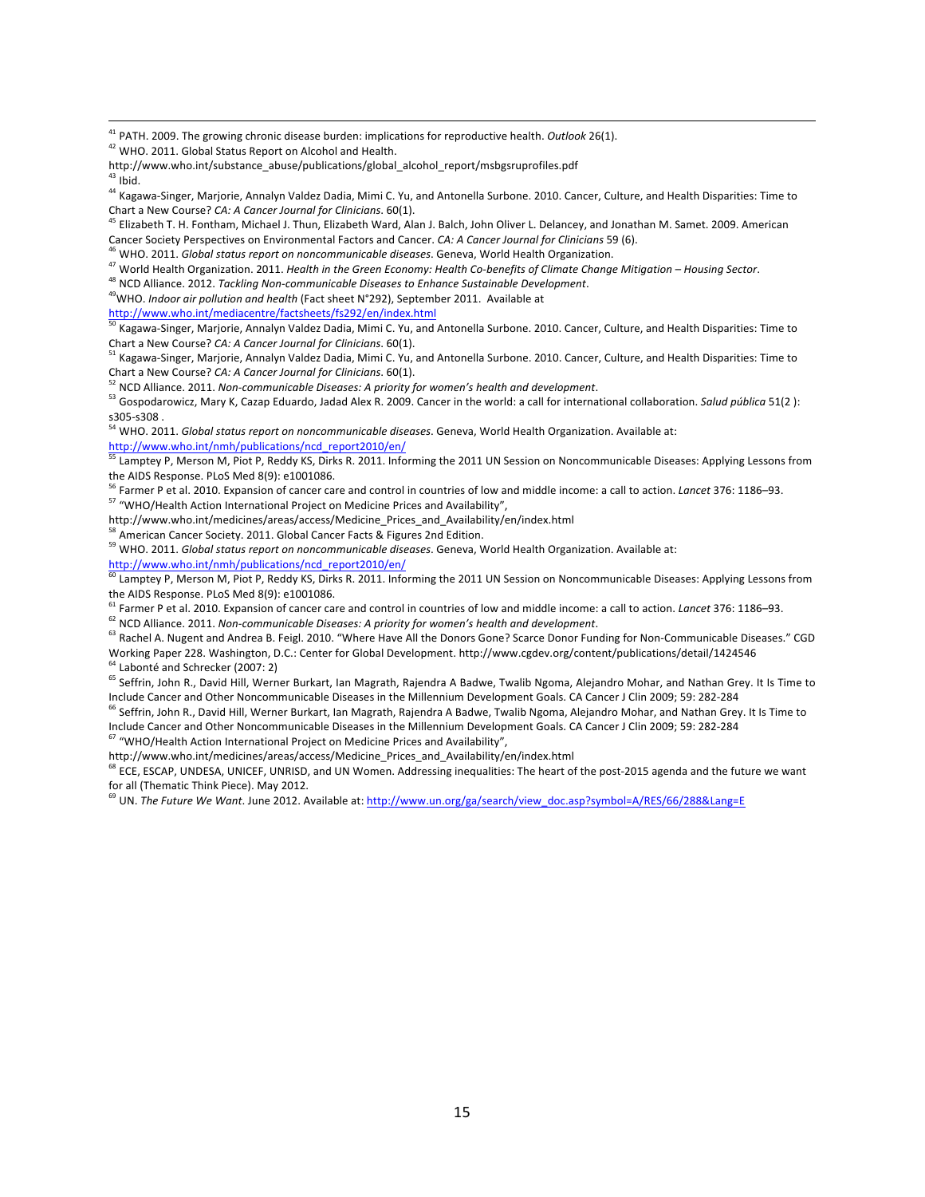[41] PATH. 2009. The growing chronic disease burden: implications for reproductive health. *Outlook* 26(1).

[42] WHO. 2011. Global Status Report on Alcohol and Health. http://www.who.int/substance_abuse/publications/global_alcohol_report/msbgsruprofiles.pdf

[43] Ibid.

[44] Kagawa-Singer, Marjorie, Annalyn Valdez Dadia, Mimi C. Yu, and Antonella Surbone. 2010. Cancer, Culture, and Health Disparities: Time to Chart a New Course? *CA: A Cancer Journal for Clinicians*. 60(1).

[45] Elizabeth T. H. Fontham, Michael J. Thun, Elizabeth Ward, Alan J. Balch, John Oliver L. Delancey, and Jonathan M. Samet. 2009. American Cancer Society Perspectives on Environmental Factors and Cancer. *CA: A Cancer Journal for Clinicians* 59 (6).

[46] WHO. 2011. *Global status report on noncommunicable diseases*. Geneva, World Health Organization.

[47] World Health Organization. 2011. *Health in the Green Economy: Health Co-benefits of Climate Change Mitigation – Housing Sector*.

[48] NCD Alliance. 2012. *Tackling Non-communicable Diseases to Enhance Sustainable Development*.

[49] WHO. *Indoor air pollution and health* (Fact sheet N°292), September 2011. Available at http://www.who.int/mediacentre/factsheets/fs292/en/index.html

[50] Kagawa-Singer, Marjorie, Annalyn Valdez Dadia, Mimi C. Yu, and Antonella Surbone. 2010. Cancer, Culture, and Health Disparities: Time to Chart a New Course? *CA: A Cancer Journal for Clinicians*. 60(1).

[51] Kagawa-Singer, Marjorie, Annalyn Valdez Dadia, Mimi C. Yu, and Antonella Surbone. 2010. Cancer, Culture, and Health Disparities: Time to Chart a New Course? *CA: A Cancer Journal for Clinicians*. 60(1).

[52] NCD Alliance. 2011. *Non-communicable Diseases: A priority for women's health and development*.

[53] Gospodarowicz, Mary K, Cazap Eduardo, Jadad Alex R. 2009. Cancer in the world: a call for international collaboration. *Salud pública* 51(2 ): s305-s308 .

[54] WHO. 2011. *Global status report on noncommunicable diseases*. Geneva, World Health Organization. Available at: http://www.who.int/nmh/publications/ncd_report2010/en/

[55] Lamptey P, Merson M, Piot P, Reddy KS, Dirks R. 2011. Informing the 2011 UN Session on Noncommunicable Diseases: Applying Lessons from the AIDS Response. PLoS Med 8(9): e1001086.

[56] Farmer P et al. 2010. Expansion of cancer care and control in countries of low and middle income: a call to action. *Lancet* 376: 1186–93.

[57] "WHO/Health Action International Project on Medicine Prices and Availability", http://www.who.int/medicines/areas/access/Medicine_Prices_and_Availability/en/index.html

[58] American Cancer Society. 2011. Global Cancer Facts & Figures 2nd Edition.

[59] WHO. 2011. *Global status report on noncommunicable diseases*. Geneva, World Health Organization. Available at: http://www.who.int/nmh/publications/ncd_report2010/en/

[60] Lamptey P, Merson M, Piot P, Reddy KS, Dirks R. 2011. Informing the 2011 UN Session on Noncommunicable Diseases: Applying Lessons from the AIDS Response. PLoS Med 8(9): e1001086.

[61] Farmer P et al. 2010. Expansion of cancer care and control in countries of low and middle income: a call to action. *Lancet* 376: 1186–93.

[62] NCD Alliance. 2011. *Non-communicable Diseases: A priority for women's health and development*.

[63] Rachel A. Nugent and Andrea B. Feigl. 2010. "Where Have All the Donors Gone? Scarce Donor Funding for Non-Communicable Diseases." CGD Working Paper 228. Washington, D.C.: Center for Global Development. http://www.cgdev.org/content/publications/detail/1424546

[64] Labonté and Schrecker (2007: 2)

[65] Seffrin, John R., David Hill, Werner Burkart, Ian Magrath, Rajendra A Badwe, Twalib Ngoma, Alejandro Mohar, and Nathan Grey. It Is Time to Include Cancer and Other Noncommunicable Diseases in the Millennium Development Goals. CA Cancer J Clin 2009; 59: 282-284

[66] Seffrin, John R., David Hill, Werner Burkart, Ian Magrath, Rajendra A Badwe, Twalib Ngoma, Alejandro Mohar, and Nathan Grey. It Is Time to Include Cancer and Other Noncommunicable Diseases in the Millennium Development Goals. CA Cancer J Clin 2009; 59: 282-284

[67] "WHO/Health Action International Project on Medicine Prices and Availability", http://www.who.int/medicines/areas/access/Medicine_Prices_and_Availability/en/index.html

[68] ECE, ESCAP, UNDESA, UNICEF, UNRISD, and UN Women. Addressing inequalities: The heart of the post-2015 agenda and the future we want for all (Thematic Think Piece). May 2012.

[69] UN. *The Future We Want*. June 2012. Available at: http://www.un.org/ga/search/view_doc.asp?symbol=A/RES/66/288&Lang=E